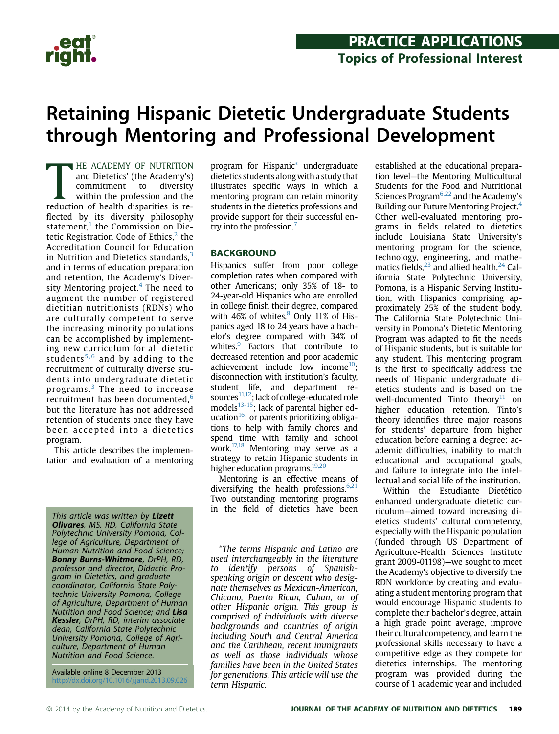# Retaining Hispanic Dietetic Undergraduate Students through Mentoring and Professional Development

THE ACADEMY OF NUTRITION and Dietetics' (the Academy's) commitment to diversity within the profession and the reduction of health disparities is reflected by its diversity philosophy statement,[1] the Commission on Dietetic Registration Code of Ethics,[2] the Accreditation Council for Education in Nutrition and Dietetics standards,[3] and in terms of education preparation and retention, the Academy's Diversity Mentoring project.[4] The need to augment the number of registered dietitian nutritionists (RDNs) who are culturally competent to serve the increasing minority populations can be accomplished by implementing new curriculum for all dietetic students[5,6] and by adding to the recruitment of culturally diverse students into undergraduate dietetic programs.[3] The need to increase recruitment has been documented,[6] but the literature has not addressed retention of students once they have been accepted into a dietetics program.

This article describes the implementation and evaluation of a mentoring program for Hispanic* undergraduate dietetics students along with a study that illustrates specific ways in which a mentoring program can retain minority students in the dietetics professions and provide support for their successful entry into the profession.[7]

## BACKGROUND

Hispanics suffer from poor college completion rates when compared with other Americans; only 35% of 18- to 24-year-old Hispanics who are enrolled in college finish their degree, compared with 46% of whites.[8] Only 11% of Hispanics aged 18 to 24 years have a bachelor's degree compared with 34% of whites.[9] Factors that contribute to decreased retention and poor academic achievement include low income[10]; disconnection with institution's faculty, student life, and department resources[11,12]; lack of college-educated role models[13-15]; lack of parental higher education[16]; or parents prioritizing obligations to help with family chores and spend time with family and school work.[17,18] Mentoring may serve as a strategy to retain Hispanic students in higher education programs.[19,20]

Mentoring is an effective means of diversifying the health professions.[6,21] Two outstanding mentoring programs in the field of dietetics have been established at the educational preparation level—the Mentoring Multicultural Students for the Food and Nutritional Sciences Program[6,22] and the Academy's Building our Future Mentoring Project.[4] Other well-evaluated mentoring programs in fields related to dietetics include Louisiana State University's mentoring program for the science, technology, engineering, and mathematics fields,[23] and allied health.[24] California State Polytechnic University, Pomona, is a Hispanic Serving Institution, with Hispanics comprising approximately 25% of the student body. The California State Polytechnic University in Pomona's Dietetic Mentoring Program was adapted to fit the needs of Hispanic students, but is suitable for any student. This mentoring program is the first to specifically address the needs of Hispanic undergraduate dietetics students and is based on the well-documented Tinto theory[11] on higher education retention. Tinto's theory identifies three major reasons for students' departure from higher education before earning a degree: academic difficulties, inability to match educational and occupational goals, and failure to integrate into the intellectual and social life of the institution.

Within the Estudiante Dietético enhanced undergraduate dietetic curriculum—aimed toward increasing dietetics students' cultural competency, especially with the Hispanic population (funded through US Department of Agriculture-Health Sciences Institute grant 2009-01198)—we sought to meet the Academy's objective to diversify the RDN workforce by creating and evaluating a student mentoring program that would encourage Hispanic students to complete their bachelor's degree, attain a high grade point average, improve their cultural competency, and learn the professional skills necessary to have a competitive edge as they compete for dietetics internships. The mentoring program was provided during the course of 1 academic year and included

*The terms Hispanic and Latino are used interchangeably in the literature to identify persons of Spanish-speaking origin or descent who designate themselves as Mexican-American, Chicano, Puerto Rican, Cuban, or of other Hispanic origin. This group is comprised of individuals with diverse backgrounds and countries of origin including South and Central America and the Caribbean, recent immigrants as well as those individuals whose families have been in the United States for generations. This article will use the term Hispanic.*

*This article was written by **Lizett Olivares**, MS, RD, California State Polytechnic University Pomona, College of Agriculture, Department of Human Nutrition and Food Science; **Bonny Burns-Whitmore**, DrPH, RD, professor and director, Didactic Program in Dietetics, and graduate coordinator, California State Polytechnic University Pomona, College of Agriculture, Department of Human Nutrition and Food Science; and **Lisa Kessler**, DrPH, RD, interim associate dean, California State Polytechnic University Pomona, College of Agriculture, Department of Human Nutrition and Food Science.*

Available online 8 December 2013
http://dx.doi.org/10.1016/j.jand.2013.09.026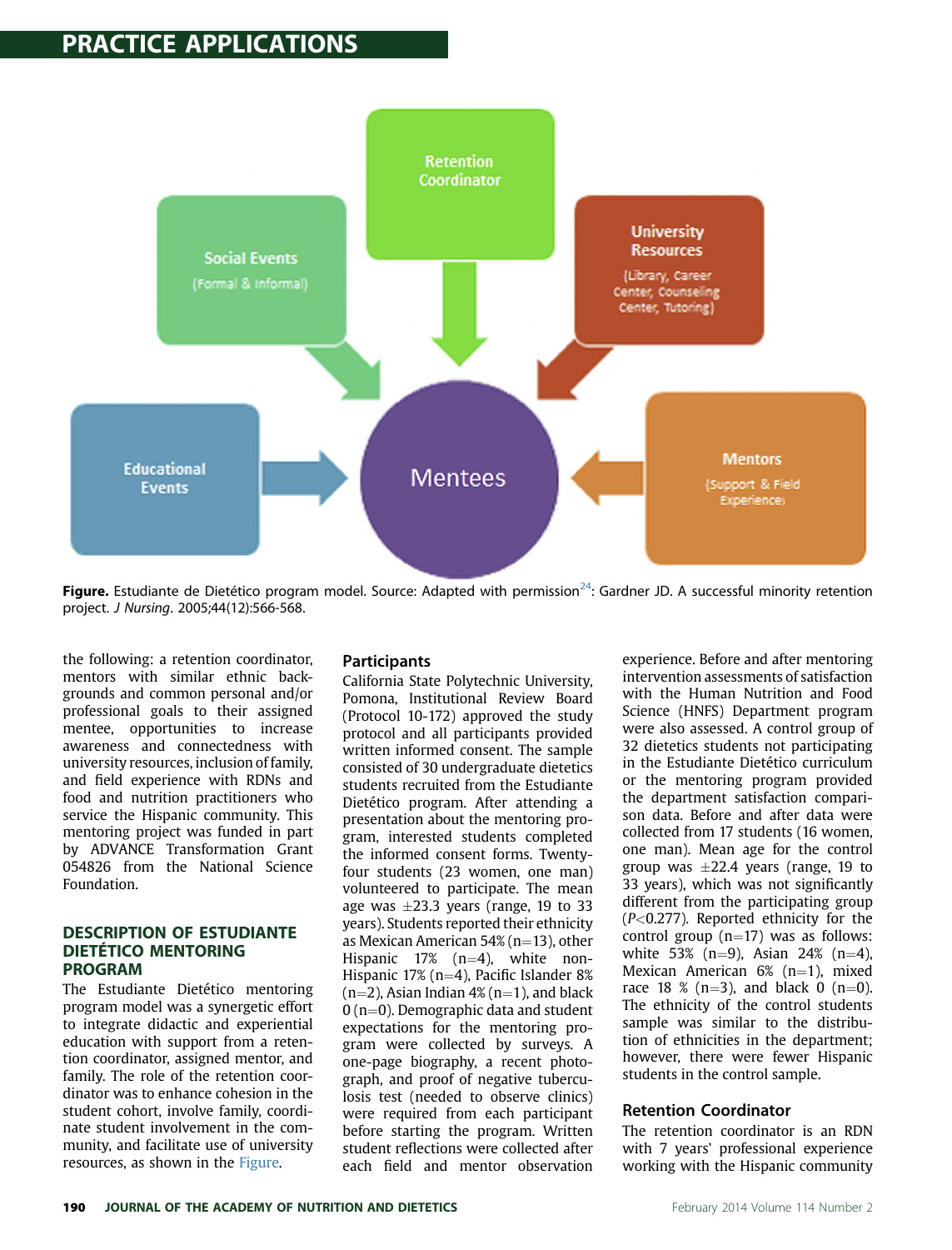Figure. Estudiante de Dietético program model. Source: Adapted with permission[24]: Gardner JD. A successful minority retention project. *J Nursing*. 2005;44(12):566-568.

the following: a retention coordinator, mentors with similar ethnic backgrounds and common personal and/or professional goals to their assigned mentee, opportunities to increase awareness and connectedness with university resources, inclusion of family, and field experience with RDNs and food and nutrition practitioners who service the Hispanic community. This mentoring project was funded in part by ADVANCE Transformation Grant 054826 from the National Science Foundation.

## DESCRIPTION OF ESTUDIANTE DIETÉTICO MENTORING PROGRAM

The Estudiante Dietético mentoring program model was a synergetic effort to integrate didactic and experiential education with support from a retention coordinator, assigned mentor, and family. The role of the retention coordinator was to enhance cohesion in the student cohort, involve family, coordinate student involvement in the community, and facilitate use of university resources, as shown in the Figure.

### Participants

California State Polytechnic University, Pomona, Institutional Review Board (Protocol 10-172) approved the study protocol and all participants provided written informed consent. The sample consisted of 30 undergraduate dietetics students recruited from the Estudiante Dietético program. After attending a presentation about the mentoring program, interested students completed the informed consent forms. Twenty-four students (23 women, one man) volunteered to participate. The mean age was ±23.3 years (range, 19 to 33 years). Students reported their ethnicity as Mexican American 54% (n=13), other Hispanic 17% (n=4), white non-Hispanic 17% (n=4), Pacific Islander 8% (n=2), Asian Indian 4% (n=1), and black 0 (n=0). Demographic data and student expectations for the mentoring program were collected by surveys. A one-page biography, a recent photograph, and proof of negative tuberculosis test (needed to observe clinics) were required from each participant before starting the program. Written student reflections were collected after each field and mentor observation experience. Before and after mentoring intervention assessments of satisfaction with the Human Nutrition and Food Science (HNFS) Department program were also assessed. A control group of 32 dietetics students not participating in the Estudiante Dietético curriculum or the mentoring program provided the department satisfaction comparison data. Before and after data were collected from 17 students (16 women, one man). Mean age for the control group was ±22.4 years (range, 19 to 33 years), which was not significantly different from the participating group ($P<0.277$). Reported ethnicity for the control group (n=17) was as follows: white 53% (n=9), Asian 24% (n=4), Mexican American 6% (n=1), mixed race 18 % (n=3), and black 0 (n=0). The ethnicity of the control students sample was similar to the distribution of ethnicities in the department; however, there were fewer Hispanic students in the control sample.

### Retention Coordinator

The retention coordinator is an RDN with 7 years' professional experience working with the Hispanic community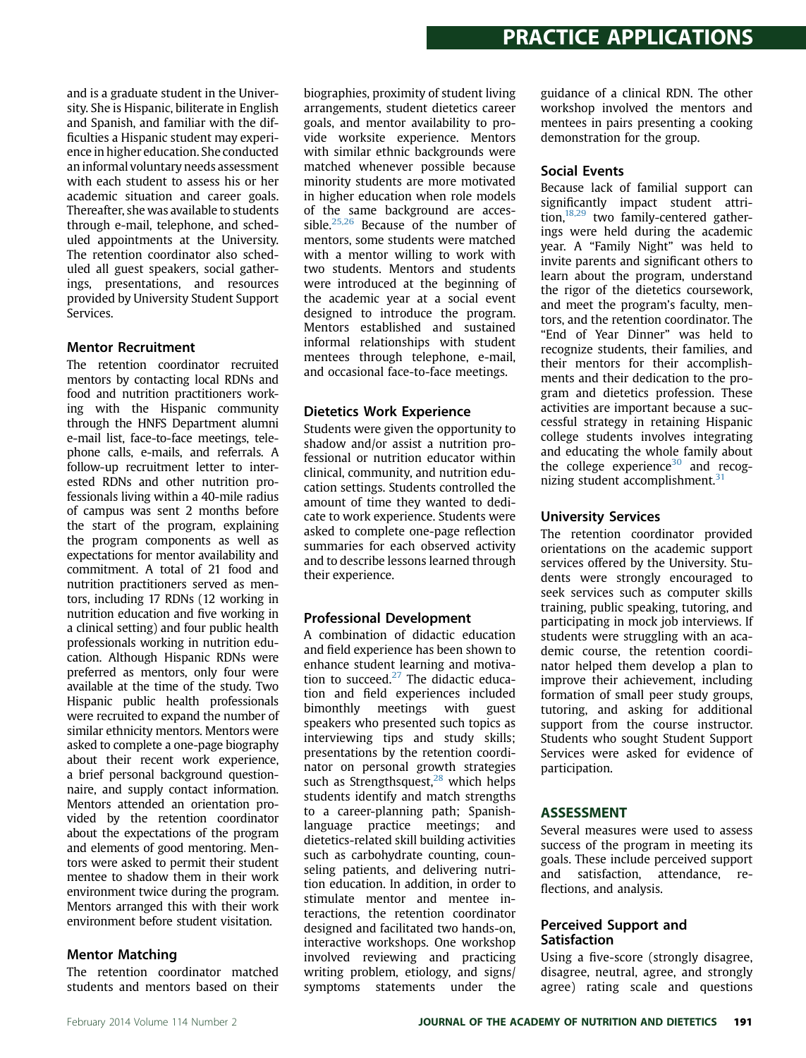and is a graduate student in the University. She is Hispanic, biliterate in English and Spanish, and familiar with the difficulties a Hispanic student may experience in higher education. She conducted an informal voluntary needs assessment with each student to assess his or her academic situation and career goals. Thereafter, she was available to students through e-mail, telephone, and scheduled appointments at the University. The retention coordinator also scheduled all guest speakers, social gatherings, presentations, and resources provided by University Student Support Services.

### Mentor Recruitment

The retention coordinator recruited mentors by contacting local RDNs and food and nutrition practitioners working with the Hispanic community through the HNFS Department alumni e-mail list, face-to-face meetings, telephone calls, e-mails, and referrals. A follow-up recruitment letter to interested RDNs and other nutrition professionals living within a 40-mile radius of campus was sent 2 months before the start of the program, explaining the program components as well as expectations for mentor availability and commitment. A total of 21 food and nutrition practitioners served as mentors, including 17 RDNs (12 working in nutrition education and five working in a clinical setting) and four public health professionals working in nutrition education. Although Hispanic RDNs were preferred as mentors, only four were available at the time of the study. Two Hispanic public health professionals were recruited to expand the number of similar ethnicity mentors. Mentors were asked to complete a one-page biography about their recent work experience, a brief personal background questionnaire, and supply contact information. Mentors attended an orientation provided by the retention coordinator about the expectations of the program and elements of good mentoring. Mentors were asked to permit their student mentee to shadow them in their work environment twice during the program. Mentors arranged this with their work environment before student visitation.

### Mentor Matching

The retention coordinator matched students and mentors based on their biographies, proximity of student living arrangements, student dietetics career goals, and mentor availability to provide worksite experience. Mentors with similar ethnic backgrounds were matched whenever possible because minority students are more motivated in higher education when role models of the same background are accessible.[25,26] Because of the number of mentors, some students were matched with a mentor willing to work with two students. Mentors and students were introduced at the beginning of the academic year at a social event designed to introduce the program. Mentors established and sustained informal relationships with student mentees through telephone, e-mail, and occasional face-to-face meetings.

### Dietetics Work Experience

Students were given the opportunity to shadow and/or assist a nutrition professional or nutrition educator within clinical, community, and nutrition education settings. Students controlled the amount of time they wanted to dedicate to work experience. Students were asked to complete one-page reflection summaries for each observed activity and to describe lessons learned through their experience.

### Professional Development

A combination of didactic education and field experience has been shown to enhance student learning and motivation to succeed.[27] The didactic education and field experiences included bimonthly meetings with guest speakers who presented such topics as interviewing tips and study skills; presentations by the retention coordinator on personal growth strategies such as Strengthsquest,[28] which helps students identify and match strengths to a career-planning path; Spanish-language practice meetings; and dietetics-related skill building activities such as carbohydrate counting, counseling patients, and delivering nutrition education. In addition, in order to stimulate mentor and mentee interactions, the retention coordinator designed and facilitated two hands-on, interactive workshops. One workshop involved reviewing and practicing writing problem, etiology, and signs/symptoms statements under the guidance of a clinical RDN. The other workshop involved the mentors and mentees in pairs presenting a cooking demonstration for the group.

### Social Events

Because lack of familial support can significantly impact student attrition,[18,29] two family-centered gatherings were held during the academic year. A "Family Night" was held to invite parents and significant others to learn about the program, understand the rigor of the dietetics coursework, and meet the program's faculty, mentors, and the retention coordinator. The "End of Year Dinner" was held to recognize students, their families, and their mentors for their accomplishments and their dedication to the program and dietetics profession. These activities are important because a successful strategy in retaining Hispanic college students involves integrating and educating the whole family about the college experience[30] and recognizing student accomplishment.[31]

### University Services

The retention coordinator provided orientations on the academic support services offered by the University. Students were strongly encouraged to seek services such as computer skills training, public speaking, tutoring, and participating in mock job interviews. If students were struggling with an academic course, the retention coordinator helped them develop a plan to improve their achievement, including formation of small peer study groups, tutoring, and asking for additional support from the course instructor. Students who sought Student Support Services were asked for evidence of participation.

## ASSESSMENT

Several measures were used to assess success of the program in meeting its goals. These include perceived support and satisfaction, attendance, reflections, and analysis.

### Perceived Support and Satisfaction

Using a five-score (strongly disagree, disagree, neutral, agree, and strongly agree) rating scale and questions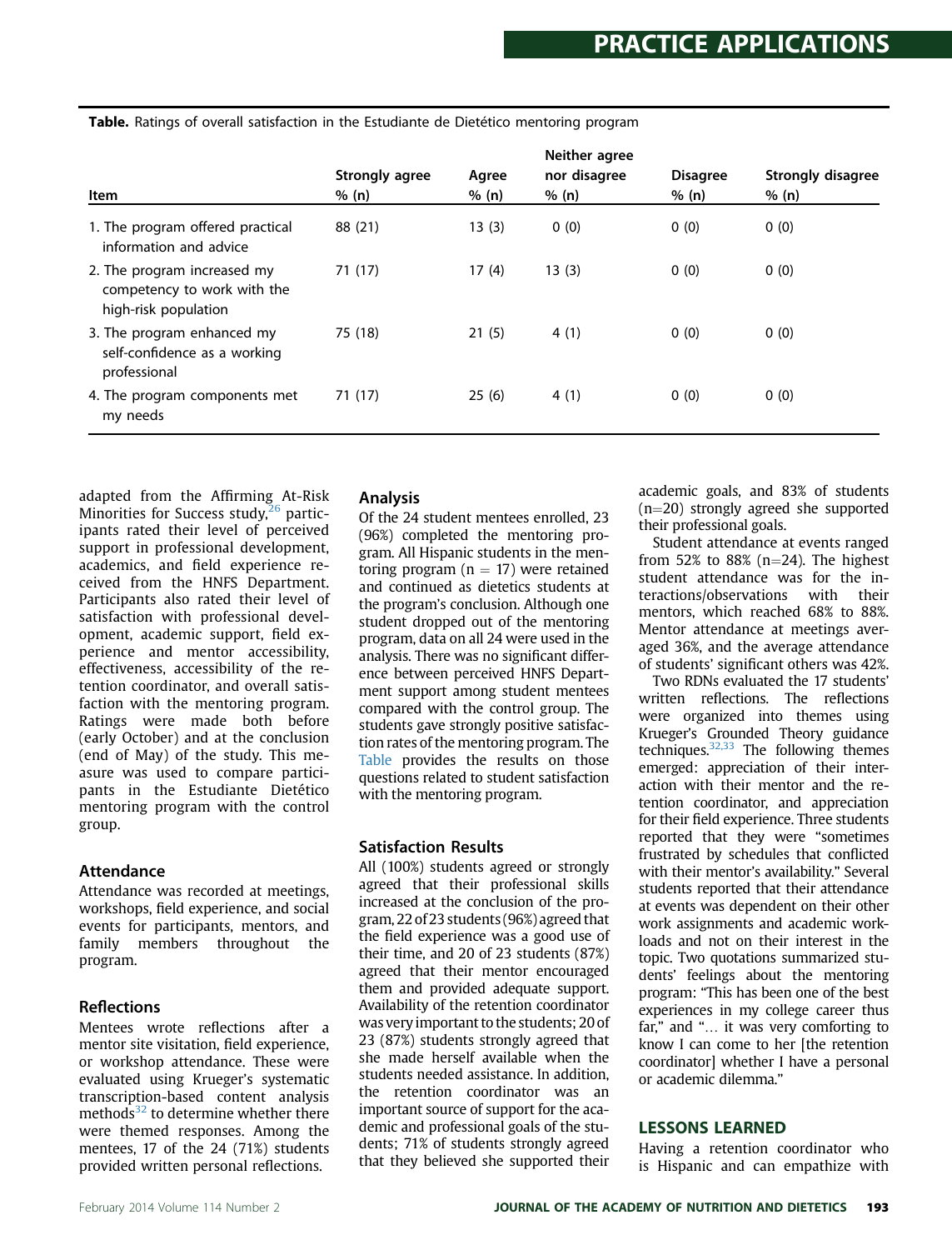**Table.** Ratings of overall satisfaction in the Estudiante de Dietético mentoring program

| Item | Strongly agree % (n) | Agree % (n) | Neither agree nor disagree % (n) | Disagree % (n) | Strongly disagree % (n) |
|---|---|---|---|---|---|
| 1. The program offered practical information and advice | 88 (21) | 13 (3) | 0 (0) | 0 (0) | 0 (0) |
| 2. The program increased my competency to work with the high-risk population | 71 (17) | 17 (4) | 13 (3) | 0 (0) | 0 (0) |
| 3. The program enhanced my self-confidence as a working professional | 75 (18) | 21 (5) | 4 (1) | 0 (0) | 0 (0) |
| 4. The program components met my needs | 71 (17) | 25 (6) | 4 (1) | 0 (0) | 0 (0) |

adapted from the Affirming At-Risk Minorities for Success study,[26] participants rated their level of perceived support in professional development, academics, and field experience received from the HNFS Department. Participants also rated their level of satisfaction with professional development, academic support, field experience and mentor accessibility, effectiveness, accessibility of the retention coordinator, and overall satisfaction with the mentoring program. Ratings were made both before (early October) and at the conclusion (end of May) of the study. This measure was used to compare participants in the Estudiante Dietético mentoring program with the control group.

### Attendance

Attendance was recorded at meetings, workshops, field experience, and social events for participants, mentors, and family members throughout the program.

### Reflections

Mentees wrote reflections after a mentor site visitation, field experience, or workshop attendance. These were evaluated using Krueger's systematic transcription-based content analysis methods[32] to determine whether there were themed responses. Among the mentees, 17 of the 24 (71%) students provided written personal reflections.

### Analysis

Of the 24 student mentees enrolled, 23 (96%) completed the mentoring program. All Hispanic students in the mentoring program ($n = 17$) were retained and continued as dietetics students at the program's conclusion. Although one student dropped out of the mentoring program, data on all 24 were used in the analysis. There was no significant difference between perceived HNFS Department support among student mentees compared with the control group. The students gave strongly positive satisfaction rates of the mentoring program. The Table provides the results on those questions related to student satisfaction with the mentoring program.

### Satisfaction Results

All (100%) students agreed or strongly agreed that their professional skills increased at the conclusion of the program, 22 of 23 students (96%) agreed that the field experience was a good use of their time, and 20 of 23 students (87%) agreed that their mentor encouraged them and provided adequate support. Availability of the retention coordinator was very important to the students; 20 of 23 (87%) students strongly agreed that she made herself available when the students needed assistance. In addition, the retention coordinator was an important source of support for the academic and professional goals of the students; 71% of students strongly agreed that they believed she supported their academic goals, and 83% of students ($n=20$) strongly agreed she supported their professional goals.

Student attendance at events ranged from 52% to 88% ($n=24$). The highest student attendance was for the interactions/observations with their mentors, which reached 68% to 88%. Mentor attendance at meetings averaged 36%, and the average attendance of students' significant others was 42%.

Two RDNs evaluated the 17 students' written reflections. The reflections were organized into themes using Krueger's Grounded Theory guidance techniques.[32,33] The following themes emerged: appreciation of their interaction with their mentor and the retention coordinator, and appreciation for their field experience. Three students reported that they were "sometimes frustrated by schedules that conflicted with their mentor's availability." Several students reported that their attendance at events was dependent on their other work assignments and academic workloads and not on their interest in the topic. Two quotations summarized students' feelings about the mentoring program: "This has been one of the best experiences in my college career thus far," and "… it was very comforting to know I can come to her [the retention coordinator] whether I have a personal or academic dilemma."

## LESSONS LEARNED

Having a retention coordinator who is Hispanic and can empathize with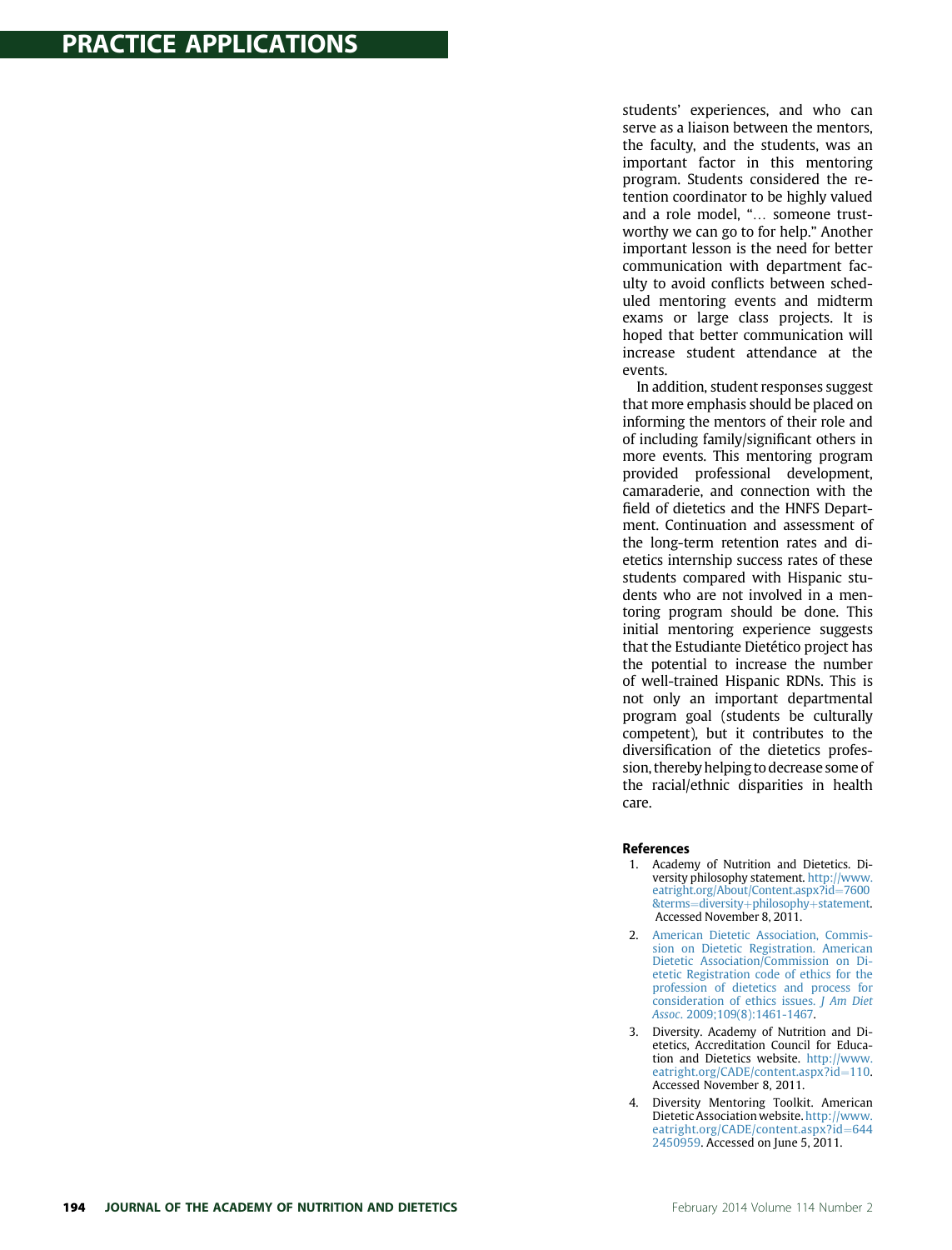students' experiences, and who can serve as a liaison between the mentors, the faculty, and the students, was an important factor in this mentoring program. Students considered the retention coordinator to be highly valued and a role model, "… someone trustworthy we can go to for help." Another important lesson is the need for better communication with department faculty to avoid conflicts between scheduled mentoring events and midterm exams or large class projects. It is hoped that better communication will increase student attendance at the events.

In addition, student responses suggest that more emphasis should be placed on informing the mentors of their role and of including family/significant others in more events. This mentoring program provided professional development, camaraderie, and connection with the field of dietetics and the HNFS Department. Continuation and assessment of the long-term retention rates and dietetics internship success rates of these students compared with Hispanic students who are not involved in a mentoring program should be done. This initial mentoring experience suggests that the Estudiante Dietético project has the potential to increase the number of well-trained Hispanic RDNs. This is not only an important departmental program goal (students be culturally competent), but it contributes to the diversification of the dietetics profession, thereby helping to decrease some of the racial/ethnic disparities in health care.

### References

1. Academy of Nutrition and Dietetics. Diversity philosophy statement. http://www.eatright.org/About/Content.aspx?id=7600&terms=diversity+philosophy+statement. Accessed November 8, 2011.
2. American Dietetic Association, Commission on Dietetic Registration. American Dietetic Association/Commission on Dietetic Registration code of ethics for the profession of dietetics and process for consideration of ethics issues. *J Am Diet Assoc*. 2009;109(8):1461-1467.
3. Diversity. Academy of Nutrition and Dietetics, Accreditation Council for Education and Dietetics website. http://www.eatright.org/CADE/content.aspx?id=110. Accessed November 8, 2011.
4. Diversity Mentoring Toolkit. American Dietetic Association website. http://www.eatright.org/CADE/content.aspx?id=6442450959. Accessed on June 5, 2011.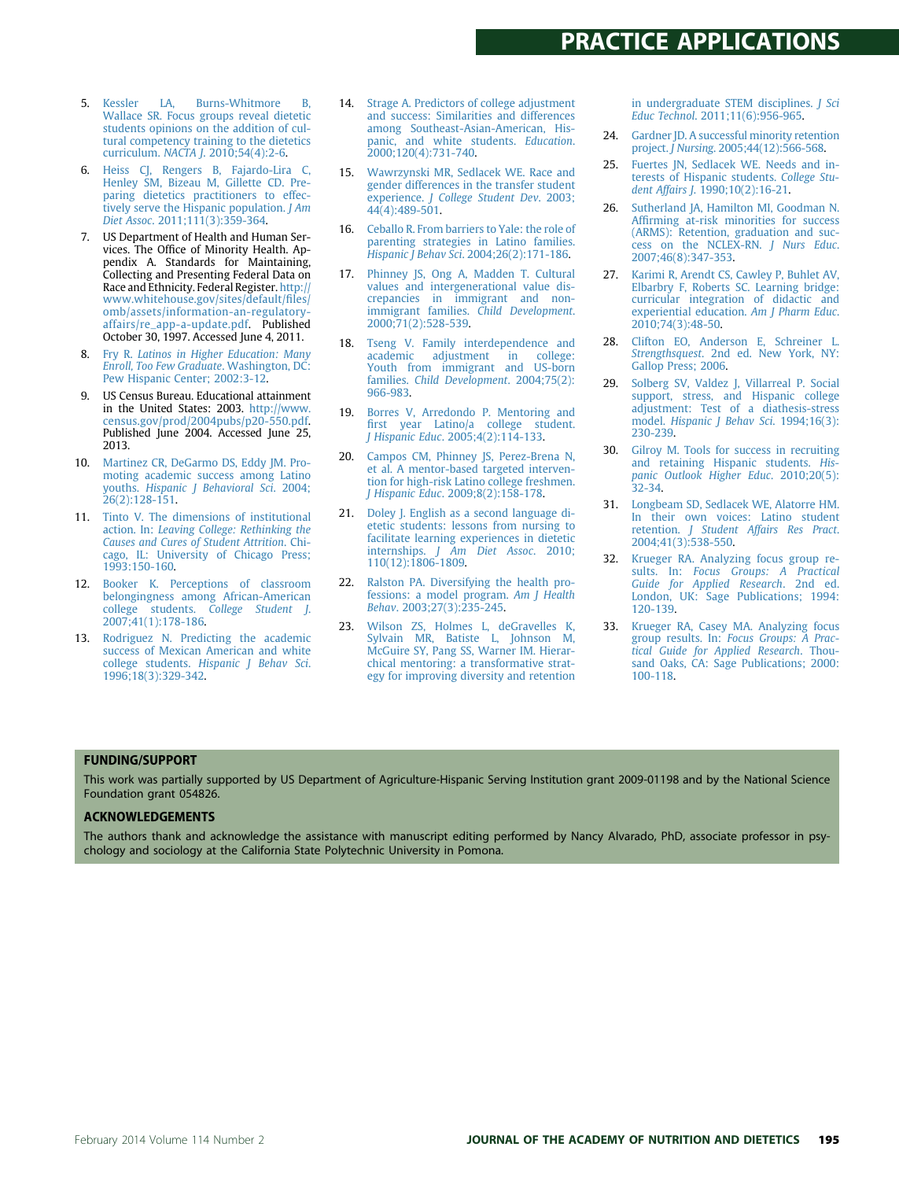5. Kessler LA, Burns-Whitmore B, Wallace SR. Focus groups reveal dietetic students opinions on the addition of cultural competency training to the dietetics curriculum. *NACTA J*. 2010;54(4):2-6.
6. Heiss CJ, Rengers B, Fajardo-Lira C, Henley SM, Bizeau M, Gillette CD. Preparing dietetics practitioners to effectively serve the Hispanic population. *J Am Diet Assoc*. 2011;111(3):359-364.
7. US Department of Health and Human Services. The Office of Minority Health. Appendix A. Standards for Maintaining, Collecting and Presenting Federal Data on Race and Ethnicity. Federal Register. http://www.whitehouse.gov/sites/default/files/omb/assets/information-an-regulatory-affairs/re_app-a-update.pdf. Published October 30, 1997. Accessed June 4, 2011.
8. Fry R. *Latinos in Higher Education: Many Enroll, Too Few Graduate*. Washington, DC: Pew Hispanic Center; 2002:3-12.
9. US Census Bureau. Educational attainment in the United States: 2003. http://www.census.gov/prod/2004pubs/p20-550.pdf. Published June 2004. Accessed June 25, 2013.
10. Martinez CR, DeGarmo DS, Eddy JM. Promoting academic success among Latino youths. *Hispanic J Behavioral Sci*. 2004;26(2):128-151.
11. Tinto V. The dimensions of institutional action. In: *Leaving College: Rethinking the Causes and Cures of Student Attrition*. Chicago, IL: University of Chicago Press; 1993:150-160.
12. Booker K. Perceptions of classroom belongingness among African-American college students. *College Student J*. 2007;41(1):178-186.
13. Rodriguez N. Predicting the academic success of Mexican American and white college students. *Hispanic J Behav Sci*. 1996;18(3):329-342.
14. Strage A. Predictors of college adjustment and success: Similarities and differences among Southeast-Asian-American, Hispanic, and white students. *Education*. 2000;120(4):731-740.
15. Wawrzynski MR, Sedlacek WE. Race and gender differences in the transfer student experience. *J College Student Dev*. 2003;44(4):489-501.
16. Ceballo R. From barriers to Yale: the role of parenting strategies in Latino families. *Hispanic J Behav Sci*. 2004;26(2):171-186.
17. Phinney JS, Ong A, Madden T. Cultural values and intergenerational value discrepancies in immigrant and non-immigrant families. *Child Development*. 2000;71(2):528-539.
18. Tseng V. Family interdependence and academic adjustment in college: Youth from immigrant and US-born families. *Child Development*. 2004;75(2):966-983.
19. Borres V, Arredondo P. Mentoring and first year Latino/a college student. *J Hispanic Educ*. 2005;4(2):114-133.
20. Campos CM, Phinney JS, Perez-Brena N, et al. A mentor-based targeted intervention for high-risk Latino college freshmen. *J Hispanic Educ*. 2009;8(2):158-178.
21. Doley J. English as a second language dietetic students: lessons from nursing to facilitate learning experiences in dietetic internships. *J Am Diet Assoc*. 2010;110(12):1806-1809.
22. Ralston PA. Diversifying the health professions: a model program. *Am J Health Behav*. 2003;27(3):235-245.
23. Wilson ZS, Holmes L, deGravelles K, Sylvain MR, Batiste L, Johnson M, McGuire SY, Pang SS, Warner IM. Hierarchical mentoring: a transformative strategy for improving diversity and retention in undergraduate STEM disciplines. *J Sci Educ Technol*. 2011;11(6):956-965.
24. Gardner JD. A successful minority retention project. *J Nursing*. 2005;44(12):566-568.
25. Fuertes JN, Sedlacek WE. Needs and interests of Hispanic students. *College Student Affairs J*. 1990;10(2):16-21.
26. Sutherland JA, Hamilton MI, Goodman N. Affirming at-risk minorities for success (ARMS): Retention, graduation and success on the NCLEX-RN. *J Nurs Educ*. 2007;46(8):347-353.
27. Karimi R, Arendt CS, Cawley P, Buhlet AV, Elbarbry F, Roberts SC. Learning bridge: curricular integration of didactic and experiential education. *Am J Pharm Educ*. 2010;74(3):48-50.
28. Clifton EO, Anderson E, Schreiner L. *Strengthsquest*. 2nd ed. New York, NY: Gallop Press; 2006.
29. Solberg SV, Valdez J, Villarreal P. Social support, stress, and Hispanic college adjustment: Test of a diathesis-stress model. *Hispanic J Behav Sci*. 1994;16(3):230-239.
30. Gilroy M. Tools for success in recruiting and retaining Hispanic students. *Hispanic Outlook Higher Educ*. 2010;20(5):32-34.
31. Longbeam SD, Sedlacek WE, Alatorre HM. In their own voices: Latino student retention. *J Student Affairs Res Pract*. 2004;41(3):538-550.
32. Krueger RA. Analyzing focus group results. In: *Focus Groups: A Practical Guide for Applied Research*. 2nd ed. London, UK: Sage Publications; 1994:120-139.
33. Krueger RA, Casey MA. Analyzing focus group results. In: *Focus Groups: A Practical Guide for Applied Research*. Thousand Oaks, CA: Sage Publications; 2000:100-118.

## FUNDING/SUPPORT

This work was partially supported by US Department of Agriculture-Hispanic Serving Institution grant 2009-01198 and by the National Science Foundation grant 054826.

## ACKNOWLEDGEMENTS

The authors thank and acknowledge the assistance with manuscript editing performed by Nancy Alvarado, PhD, associate professor in psychology and sociology at the California State Polytechnic University in Pomona.